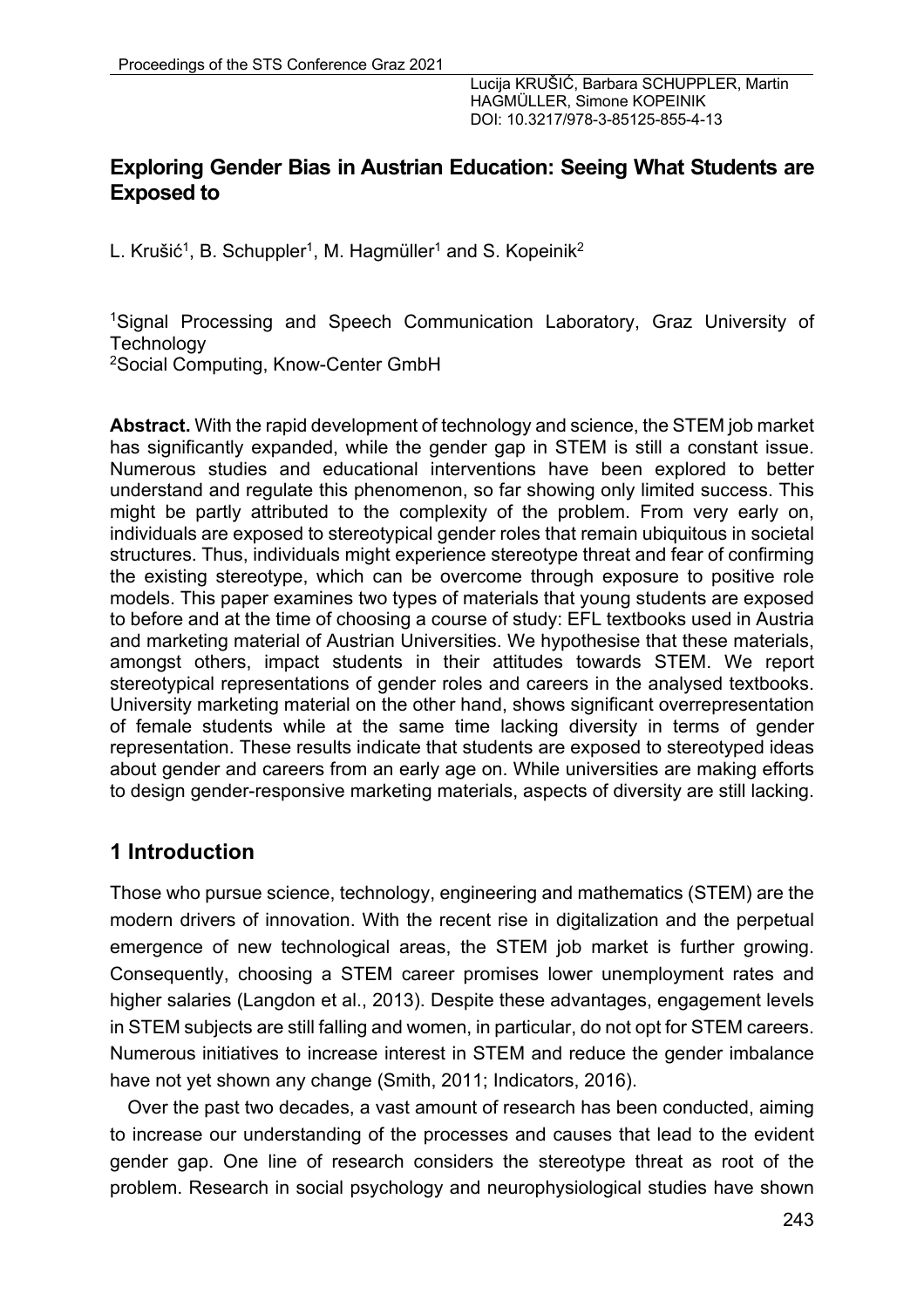Lucija KRUŠIĆ, Barbara SCHUPPLER, Martin HAGMÜLLER, Simone KOPEINIK
DOI: 10.3217/978-3-85125-855-4-13

# Exploring Gender Bias in Austrian Education: Seeing What Students are Exposed to

L. Krušić[1], B. Schuppler[1], M. Hagmüller[1] and S. Kopeinik[2]

[1]Signal Processing and Speech Communication Laboratory, Graz University of Technology
[2]Social Computing, Know-Center GmbH

**Abstract.** With the rapid development of technology and science, the STEM job market has significantly expanded, while the gender gap in STEM is still a constant issue. Numerous studies and educational interventions have been explored to better understand and regulate this phenomenon, so far showing only limited success. This might be partly attributed to the complexity of the problem. From very early on, individuals are exposed to stereotypical gender roles that remain ubiquitous in societal structures. Thus, individuals might experience stereotype threat and fear of confirming the existing stereotype, which can be overcome through exposure to positive role models. This paper examines two types of materials that young students are exposed to before and at the time of choosing a course of study: EFL textbooks used in Austria and marketing material of Austrian Universities. We hypothesise that these materials, amongst others, impact students in their attitudes towards STEM. We report stereotypical representations of gender roles and careers in the analysed textbooks. University marketing material on the other hand, shows significant overrepresentation of female students while at the same time lacking diversity in terms of gender representation. These results indicate that students are exposed to stereotyped ideas about gender and careers from an early age on. While universities are making efforts to design gender-responsive marketing materials, aspects of diversity are still lacking.

## 1 Introduction

Those who pursue science, technology, engineering and mathematics (STEM) are the modern drivers of innovation. With the recent rise in digitalization and the perpetual emergence of new technological areas, the STEM job market is further growing. Consequently, choosing a STEM career promises lower unemployment rates and higher salaries (Langdon et al., 2013). Despite these advantages, engagement levels in STEM subjects are still falling and women, in particular, do not opt for STEM careers. Numerous initiatives to increase interest in STEM and reduce the gender imbalance have not yet shown any change (Smith, 2011; Indicators, 2016).

Over the past two decades, a vast amount of research has been conducted, aiming to increase our understanding of the processes and causes that lead to the evident gender gap. One line of research considers the stereotype threat as root of the problem. Research in social psychology and neurophysiological studies have shown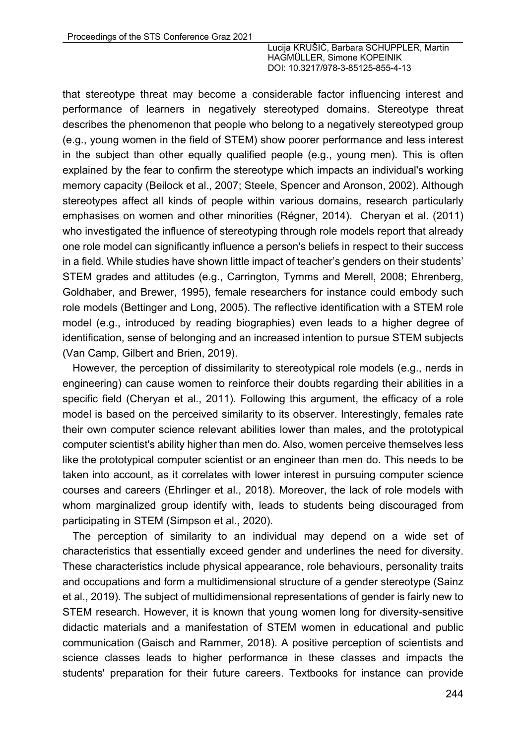that stereotype threat may become a considerable factor influencing interest and performance of learners in negatively stereotyped domains. Stereotype threat describes the phenomenon that people who belong to a negatively stereotyped group (e.g., young women in the field of STEM) show poorer performance and less interest in the subject than other equally qualified people (e.g., young men). This is often explained by the fear to confirm the stereotype which impacts an individual's working memory capacity (Beilock et al., 2007; Steele, Spencer and Aronson, 2002). Although stereotypes affect all kinds of people within various domains, research particularly emphasises on women and other minorities (Régner, 2014). Cheryan et al. (2011) who investigated the influence of stereotyping through role models report that already one role model can significantly influence a person's beliefs in respect to their success in a field. While studies have shown little impact of teacher's genders on their students' STEM grades and attitudes (e.g., Carrington, Tymms and Merell, 2008; Ehrenberg, Goldhaber, and Brewer, 1995), female researchers for instance could embody such role models (Bettinger and Long, 2005). The reflective identification with a STEM role model (e.g., introduced by reading biographies) even leads to a higher degree of identification, sense of belonging and an increased intention to pursue STEM subjects (Van Camp, Gilbert and Brien, 2019).

However, the perception of dissimilarity to stereotypical role models (e.g., nerds in engineering) can cause women to reinforce their doubts regarding their abilities in a specific field (Cheryan et al., 2011). Following this argument, the efficacy of a role model is based on the perceived similarity to its observer. Interestingly, females rate their own computer science relevant abilities lower than males, and the prototypical computer scientist's ability higher than men do. Also, women perceive themselves less like the prototypical computer scientist or an engineer than men do. This needs to be taken into account, as it correlates with lower interest in pursuing computer science courses and careers (Ehrlinger et al., 2018). Moreover, the lack of role models with whom marginalized group identify with, leads to students being discouraged from participating in STEM (Simpson et al., 2020).

The perception of similarity to an individual may depend on a wide set of characteristics that essentially exceed gender and underlines the need for diversity. These characteristics include physical appearance, role behaviours, personality traits and occupations and form a multidimensional structure of a gender stereotype (Sainz et al., 2019). The subject of multidimensional representations of gender is fairly new to STEM research. However, it is known that young women long for diversity-sensitive didactic materials and a manifestation of STEM women in educational and public communication (Gaisch and Rammer, 2018). A positive perception of scientists and science classes leads to higher performance in these classes and impacts the students' preparation for their future careers. Textbooks for instance can provide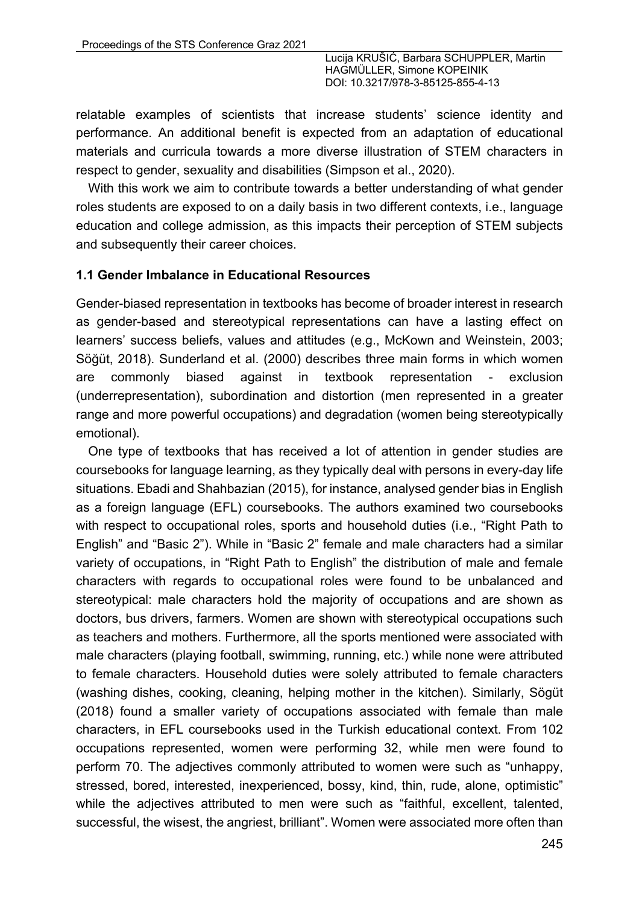relatable examples of scientists that increase students' science identity and performance. An additional benefit is expected from an adaptation of educational materials and curricula towards a more diverse illustration of STEM characters in respect to gender, sexuality and disabilities (Simpson et al., 2020).

With this work we aim to contribute towards a better understanding of what gender roles students are exposed to on a daily basis in two different contexts, i.e., language education and college admission, as this impacts their perception of STEM subjects and subsequently their career choices.

### 1.1 Gender Imbalance in Educational Resources

Gender-biased representation in textbooks has become of broader interest in research as gender-based and stereotypical representations can have a lasting effect on learners' success beliefs, values and attitudes (e.g., McKown and Weinstein, 2003; Söğüt, 2018). Sunderland et al. (2000) describes three main forms in which women are commonly biased against in textbook representation - exclusion (underrepresentation), subordination and distortion (men represented in a greater range and more powerful occupations) and degradation (women being stereotypically emotional).

One type of textbooks that has received a lot of attention in gender studies are coursebooks for language learning, as they typically deal with persons in every-day life situations. Ebadi and Shahbazian (2015), for instance, analysed gender bias in English as a foreign language (EFL) coursebooks. The authors examined two coursebooks with respect to occupational roles, sports and household duties (i.e., "Right Path to English" and "Basic 2"). While in "Basic 2" female and male characters had a similar variety of occupations, in "Right Path to English" the distribution of male and female characters with regards to occupational roles were found to be unbalanced and stereotypical: male characters hold the majority of occupations and are shown as doctors, bus drivers, farmers. Women are shown with stereotypical occupations such as teachers and mothers. Furthermore, all the sports mentioned were associated with male characters (playing football, swimming, running, etc.) while none were attributed to female characters. Household duties were solely attributed to female characters (washing dishes, cooking, cleaning, helping mother in the kitchen). Similarly, Sögüt (2018) found a smaller variety of occupations associated with female than male characters, in EFL coursebooks used in the Turkish educational context. From 102 occupations represented, women were performing 32, while men were found to perform 70. The adjectives commonly attributed to women were such as "unhappy, stressed, bored, interested, inexperienced, bossy, kind, thin, rude, alone, optimistic" while the adjectives attributed to men were such as "faithful, excellent, talented, successful, the wisest, the angriest, brilliant". Women were associated more often than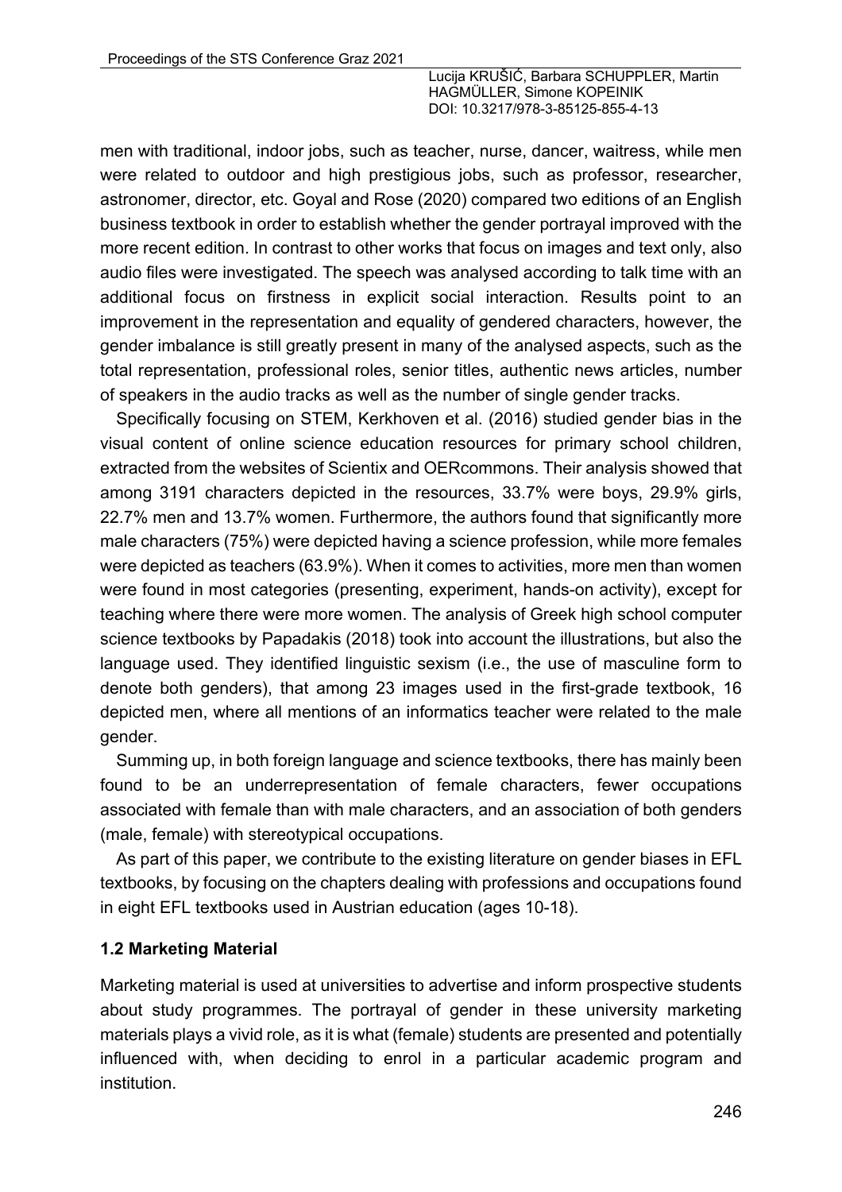men with traditional, indoor jobs, such as teacher, nurse, dancer, waitress, while men were related to outdoor and high prestigious jobs, such as professor, researcher, astronomer, director, etc. Goyal and Rose (2020) compared two editions of an English business textbook in order to establish whether the gender portrayal improved with the more recent edition. In contrast to other works that focus on images and text only, also audio files were investigated. The speech was analysed according to talk time with an additional focus on firstness in explicit social interaction. Results point to an improvement in the representation and equality of gendered characters, however, the gender imbalance is still greatly present in many of the analysed aspects, such as the total representation, professional roles, senior titles, authentic news articles, number of speakers in the audio tracks as well as the number of single gender tracks.

Specifically focusing on STEM, Kerkhoven et al. (2016) studied gender bias in the visual content of online science education resources for primary school children, extracted from the websites of Scientix and OERcommons. Their analysis showed that among 3191 characters depicted in the resources, 33.7% were boys, 29.9% girls, 22.7% men and 13.7% women. Furthermore, the authors found that significantly more male characters (75%) were depicted having a science profession, while more females were depicted as teachers (63.9%). When it comes to activities, more men than women were found in most categories (presenting, experiment, hands-on activity), except for teaching where there were more women. The analysis of Greek high school computer science textbooks by Papadakis (2018) took into account the illustrations, but also the language used. They identified linguistic sexism (i.e., the use of masculine form to denote both genders), that among 23 images used in the first-grade textbook, 16 depicted men, where all mentions of an informatics teacher were related to the male gender.

Summing up, in both foreign language and science textbooks, there has mainly been found to be an underrepresentation of female characters, fewer occupations associated with female than with male characters, and an association of both genders (male, female) with stereotypical occupations.

As part of this paper, we contribute to the existing literature on gender biases in EFL textbooks, by focusing on the chapters dealing with professions and occupations found in eight EFL textbooks used in Austrian education (ages 10-18).

### 1.2 Marketing Material

Marketing material is used at universities to advertise and inform prospective students about study programmes. The portrayal of gender in these university marketing materials plays a vivid role, as it is what (female) students are presented and potentially influenced with, when deciding to enrol in a particular academic program and institution.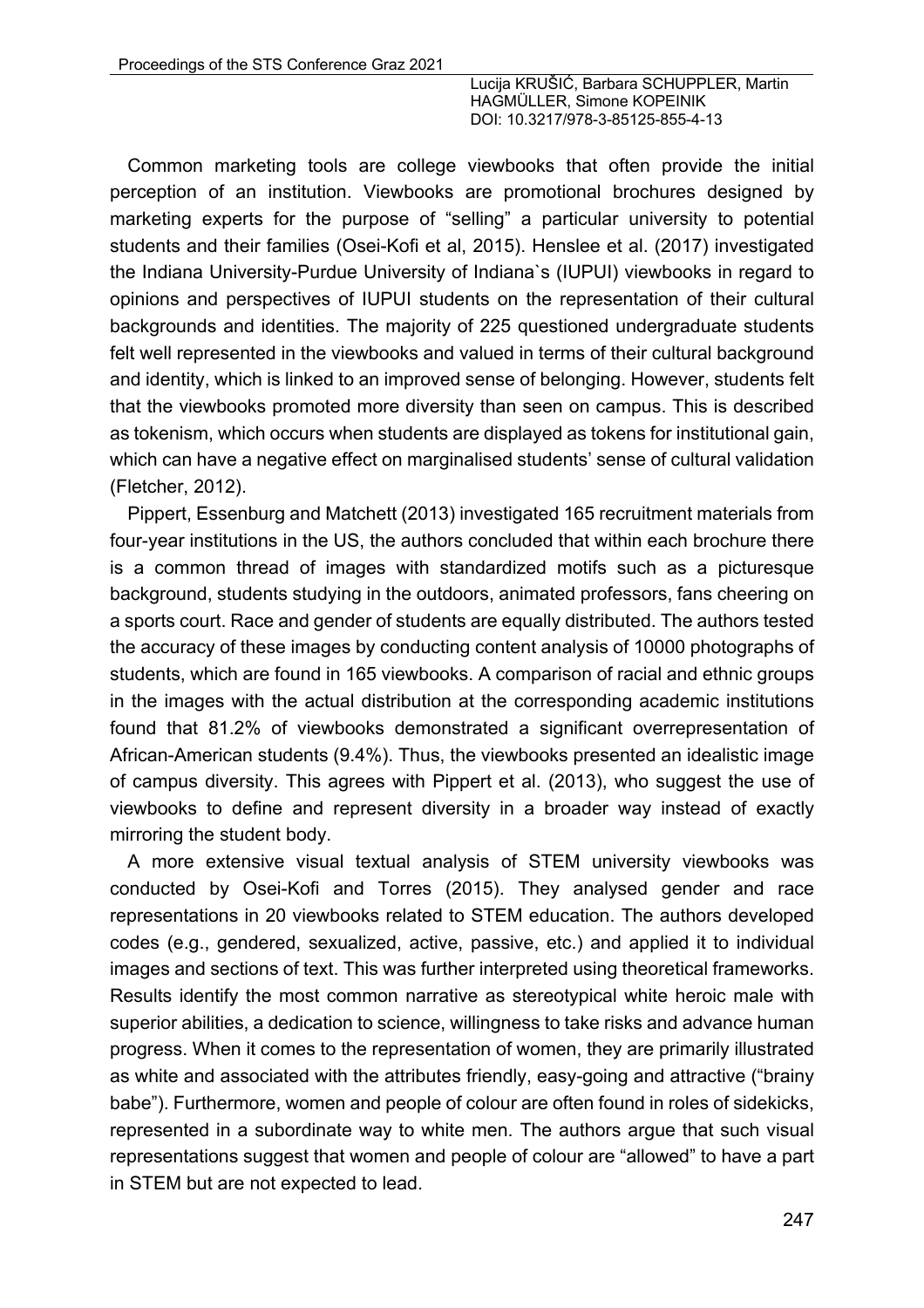Common marketing tools are college viewbooks that often provide the initial perception of an institution. Viewbooks are promotional brochures designed by marketing experts for the purpose of "selling" a particular university to potential students and their families (Osei-Kofi et al, 2015). Henslee et al. (2017) investigated the Indiana University-Purdue University of Indiana`s (IUPUI) viewbooks in regard to opinions and perspectives of IUPUI students on the representation of their cultural backgrounds and identities. The majority of 225 questioned undergraduate students felt well represented in the viewbooks and valued in terms of their cultural background and identity, which is linked to an improved sense of belonging. However, students felt that the viewbooks promoted more diversity than seen on campus. This is described as tokenism, which occurs when students are displayed as tokens for institutional gain, which can have a negative effect on marginalised students' sense of cultural validation (Fletcher, 2012).

Pippert, Essenburg and Matchett (2013) investigated 165 recruitment materials from four-year institutions in the US, the authors concluded that within each brochure there is a common thread of images with standardized motifs such as a picturesque background, students studying in the outdoors, animated professors, fans cheering on a sports court. Race and gender of students are equally distributed. The authors tested the accuracy of these images by conducting content analysis of 10000 photographs of students, which are found in 165 viewbooks. A comparison of racial and ethnic groups in the images with the actual distribution at the corresponding academic institutions found that 81.2% of viewbooks demonstrated a significant overrepresentation of African-American students (9.4%). Thus, the viewbooks presented an idealistic image of campus diversity. This agrees with Pippert et al. (2013), who suggest the use of viewbooks to define and represent diversity in a broader way instead of exactly mirroring the student body.

A more extensive visual textual analysis of STEM university viewbooks was conducted by Osei-Kofi and Torres (2015). They analysed gender and race representations in 20 viewbooks related to STEM education. The authors developed codes (e.g., gendered, sexualized, active, passive, etc.) and applied it to individual images and sections of text. This was further interpreted using theoretical frameworks. Results identify the most common narrative as stereotypical white heroic male with superior abilities, a dedication to science, willingness to take risks and advance human progress. When it comes to the representation of women, they are primarily illustrated as white and associated with the attributes friendly, easy-going and attractive ("brainy babe"). Furthermore, women and people of colour are often found in roles of sidekicks, represented in a subordinate way to white men. The authors argue that such visual representations suggest that women and people of colour are "allowed" to have a part in STEM but are not expected to lead.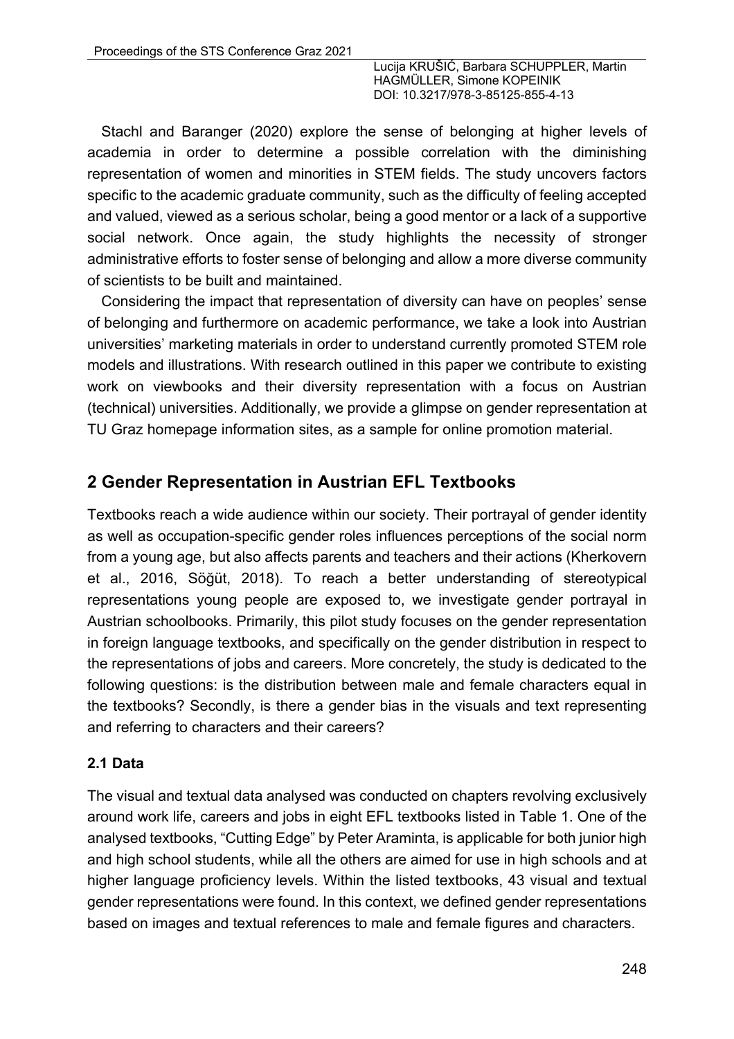Stachl and Baranger (2020) explore the sense of belonging at higher levels of academia in order to determine a possible correlation with the diminishing representation of women and minorities in STEM fields. The study uncovers factors specific to the academic graduate community, such as the difficulty of feeling accepted and valued, viewed as a serious scholar, being a good mentor or a lack of a supportive social network. Once again, the study highlights the necessity of stronger administrative efforts to foster sense of belonging and allow a more diverse community of scientists to be built and maintained.

Considering the impact that representation of diversity can have on peoples' sense of belonging and furthermore on academic performance, we take a look into Austrian universities' marketing materials in order to understand currently promoted STEM role models and illustrations. With research outlined in this paper we contribute to existing work on viewbooks and their diversity representation with a focus on Austrian (technical) universities. Additionally, we provide a glimpse on gender representation at TU Graz homepage information sites, as a sample for online promotion material.

## 2 Gender Representation in Austrian EFL Textbooks

Textbooks reach a wide audience within our society. Their portrayal of gender identity as well as occupation-specific gender roles influences perceptions of the social norm from a young age, but also affects parents and teachers and their actions (Kherkovern et al., 2016, Söğüt, 2018). To reach a better understanding of stereotypical representations young people are exposed to, we investigate gender portrayal in Austrian schoolbooks. Primarily, this pilot study focuses on the gender representation in foreign language textbooks, and specifically on the gender distribution in respect to the representations of jobs and careers. More concretely, the study is dedicated to the following questions: is the distribution between male and female characters equal in the textbooks? Secondly, is there a gender bias in the visuals and text representing and referring to characters and their careers?

### 2.1 Data

The visual and textual data analysed was conducted on chapters revolving exclusively around work life, careers and jobs in eight EFL textbooks listed in Table 1. One of the analysed textbooks, "Cutting Edge" by Peter Araminta, is applicable for both junior high and high school students, while all the others are aimed for use in high schools and at higher language proficiency levels. Within the listed textbooks, 43 visual and textual gender representations were found. In this context, we defined gender representations based on images and textual references to male and female figures and characters.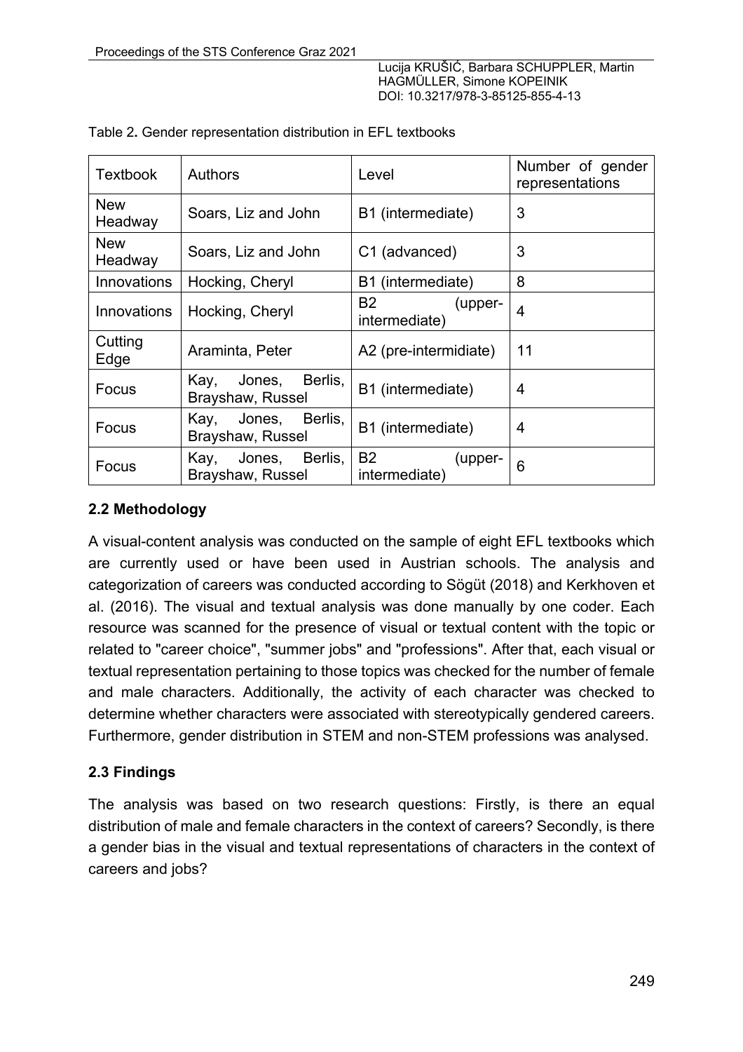Table 2. Gender representation distribution in EFL textbooks

| Textbook | Authors | Level | Number of gender representations |
|---|---|---|---|
| New Headway | Soars, Liz and John | B1 (intermediate) | 3 |
| New Headway | Soars, Liz and John | C1 (advanced) | 3 |
| Innovations | Hocking, Cheryl | B1 (intermediate) | 8 |
| Innovations | Hocking, Cheryl | B2 (upper-intermediate) | 4 |
| Cutting Edge | Araminta, Peter | A2 (pre-intermidiate) | 11 |
| Focus | Kay, Jones, Berlis, Brayshaw, Russel | B1 (intermediate) | 4 |
| Focus | Kay, Jones, Berlis, Brayshaw, Russel | B1 (intermediate) | 4 |
| Focus | Kay, Jones, Berlis, Brayshaw, Russel | B2 (upper-intermediate) | 6 |

### 2.2 Methodology

A visual-content analysis was conducted on the sample of eight EFL textbooks which are currently used or have been used in Austrian schools. The analysis and categorization of careers was conducted according to Sögüt (2018) and Kerkhoven et al. (2016). The visual and textual analysis was done manually by one coder. Each resource was scanned for the presence of visual or textual content with the topic or related to "career choice", "summer jobs" and "professions". After that, each visual or textual representation pertaining to those topics was checked for the number of female and male characters. Additionally, the activity of each character was checked to determine whether characters were associated with stereotypically gendered careers. Furthermore, gender distribution in STEM and non-STEM professions was analysed.

### 2.3 Findings

The analysis was based on two research questions: Firstly, is there an equal distribution of male and female characters in the context of careers? Secondly, is there a gender bias in the visual and textual representations of characters in the context of careers and jobs?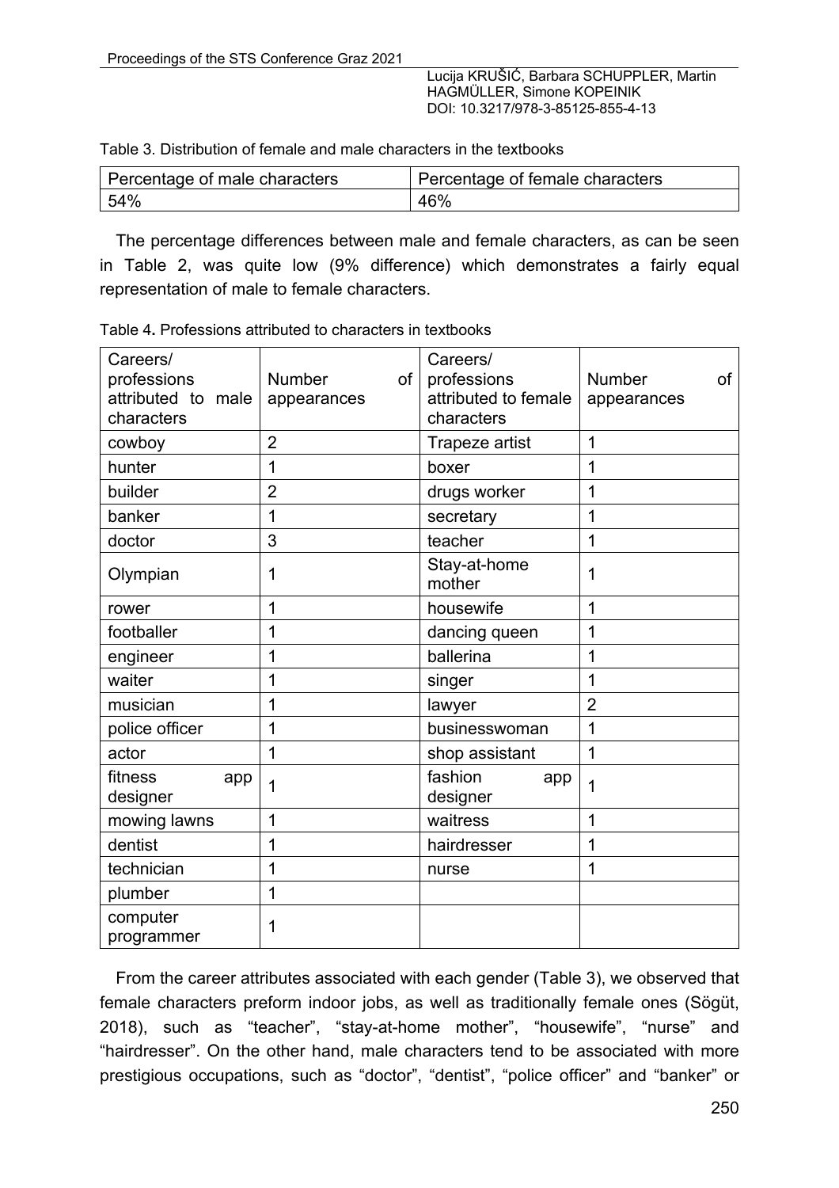Table 3. Distribution of female and male characters in the textbooks

| Percentage of male characters | Percentage of female characters |
| --- | --- |
| 54% | 46% |

The percentage differences between male and female characters, as can be seen in Table 2, was quite low (9% difference) which demonstrates a fairly equal representation of male to female characters.

Table 4. Professions attributed to characters in textbooks

| Careers/ professions attributed to male characters | Number of appearances | Careers/ professions attributed to female characters | Number of appearances |
| --- | --- | --- | --- |
| cowboy | 2 | Trapeze artist | 1 |
| hunter | 1 | boxer | 1 |
| builder | 2 | drugs worker | 1 |
| banker | 1 | secretary | 1 |
| doctor | 3 | teacher | 1 |
| Olympian | 1 | Stay-at-home mother | 1 |
| rower | 1 | housewife | 1 |
| footballer | 1 | dancing queen | 1 |
| engineer | 1 | ballerina | 1 |
| waiter | 1 | singer | 1 |
| musician | 1 | lawyer | 2 |
| police officer | 1 | businesswoman | 1 |
| actor | 1 | shop assistant | 1 |
| fitness app designer | 1 | fashion app designer | 1 |
| mowing lawns | 1 | waitress | 1 |
| dentist | 1 | hairdresser | 1 |
| technician | 1 | nurse | 1 |
| plumber | 1 | | |
| computer programmer | 1 | | |

From the career attributes associated with each gender (Table 3), we observed that female characters preform indoor jobs, as well as traditionally female ones (Sögüt, 2018), such as "teacher", "stay-at-home mother", "housewife", "nurse" and "hairdresser". On the other hand, male characters tend to be associated with more prestigious occupations, such as "doctor", "dentist", "police officer" and "banker" or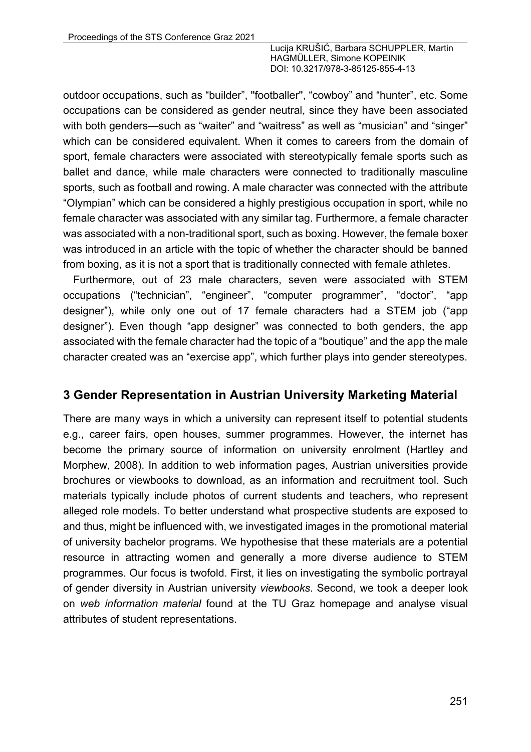outdoor occupations, such as "builder", "footballer", "cowboy" and "hunter", etc. Some occupations can be considered as gender neutral, since they have been associated with both genders—such as "waiter" and "waitress" as well as "musician" and "singer" which can be considered equivalent. When it comes to careers from the domain of sport, female characters were associated with stereotypically female sports such as ballet and dance, while male characters were connected to traditionally masculine sports, such as football and rowing. A male character was connected with the attribute "Olympian" which can be considered a highly prestigious occupation in sport, while no female character was associated with any similar tag. Furthermore, a female character was associated with a non-traditional sport, such as boxing. However, the female boxer was introduced in an article with the topic of whether the character should be banned from boxing, as it is not a sport that is traditionally connected with female athletes.

Furthermore, out of 23 male characters, seven were associated with STEM occupations ("technician", "engineer", "computer programmer", "doctor", "app designer"), while only one out of 17 female characters had a STEM job ("app designer"). Even though "app designer" was connected to both genders, the app associated with the female character had the topic of a "boutique" and the app the male character created was an "exercise app", which further plays into gender stereotypes.

## 3 Gender Representation in Austrian University Marketing Material

There are many ways in which a university can represent itself to potential students e.g., career fairs, open houses, summer programmes. However, the internet has become the primary source of information on university enrolment (Hartley and Morphew, 2008). In addition to web information pages, Austrian universities provide brochures or viewbooks to download, as an information and recruitment tool. Such materials typically include photos of current students and teachers, who represent alleged role models. To better understand what prospective students are exposed to and thus, might be influenced with, we investigated images in the promotional material of university bachelor programs. We hypothesise that these materials are a potential resource in attracting women and generally a more diverse audience to STEM programmes. Our focus is twofold. First, it lies on investigating the symbolic portrayal of gender diversity in Austrian university *viewbooks*. Second, we took a deeper look on *web information material* found at the TU Graz homepage and analyse visual attributes of student representations.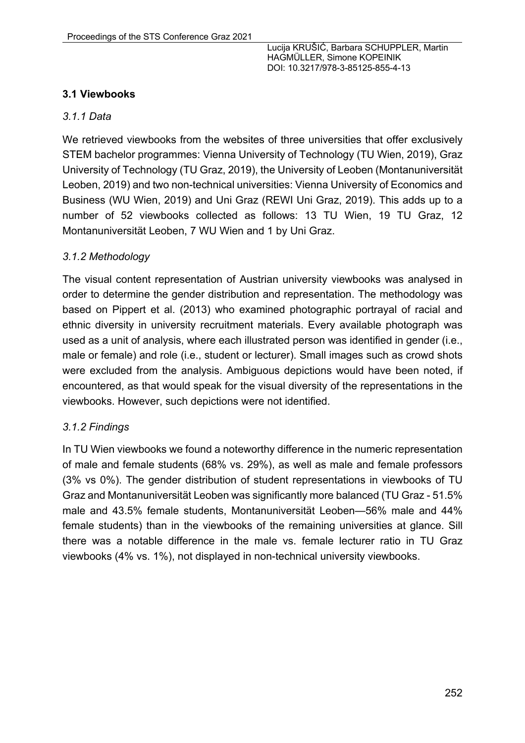## 3.1 Viewbooks

### *3.1.1 Data*

We retrieved viewbooks from the websites of three universities that offer exclusively STEM bachelor programmes: Vienna University of Technology (TU Wien, 2019), Graz University of Technology (TU Graz, 2019), the University of Leoben (Montanuniversität Leoben, 2019) and two non-technical universities: Vienna University of Economics and Business (WU Wien, 2019) and Uni Graz (REWI Uni Graz, 2019). This adds up to a number of 52 viewbooks collected as follows: 13 TU Wien, 19 TU Graz, 12 Montanuniversität Leoben, 7 WU Wien and 1 by Uni Graz.

### *3.1.2 Methodology*

The visual content representation of Austrian university viewbooks was analysed in order to determine the gender distribution and representation. The methodology was based on Pippert et al. (2013) who examined photographic portrayal of racial and ethnic diversity in university recruitment materials. Every available photograph was used as a unit of analysis, where each illustrated person was identified in gender (i.e., male or female) and role (i.e., student or lecturer). Small images such as crowd shots were excluded from the analysis. Ambiguous depictions would have been noted, if encountered, as that would speak for the visual diversity of the representations in the viewbooks. However, such depictions were not identified.

### *3.1.2 Findings*

In TU Wien viewbooks we found a noteworthy difference in the numeric representation of male and female students (68% vs. 29%), as well as male and female professors (3% vs 0%). The gender distribution of student representations in viewbooks of TU Graz and Montanuniversität Leoben was significantly more balanced (TU Graz - 51.5% male and 43.5% female students, Montanuniversität Leoben—56% male and 44% female students) than in the viewbooks of the remaining universities at glance. Sill there was a notable difference in the male vs. female lecturer ratio in TU Graz viewbooks (4% vs. 1%), not displayed in non-technical university viewbooks.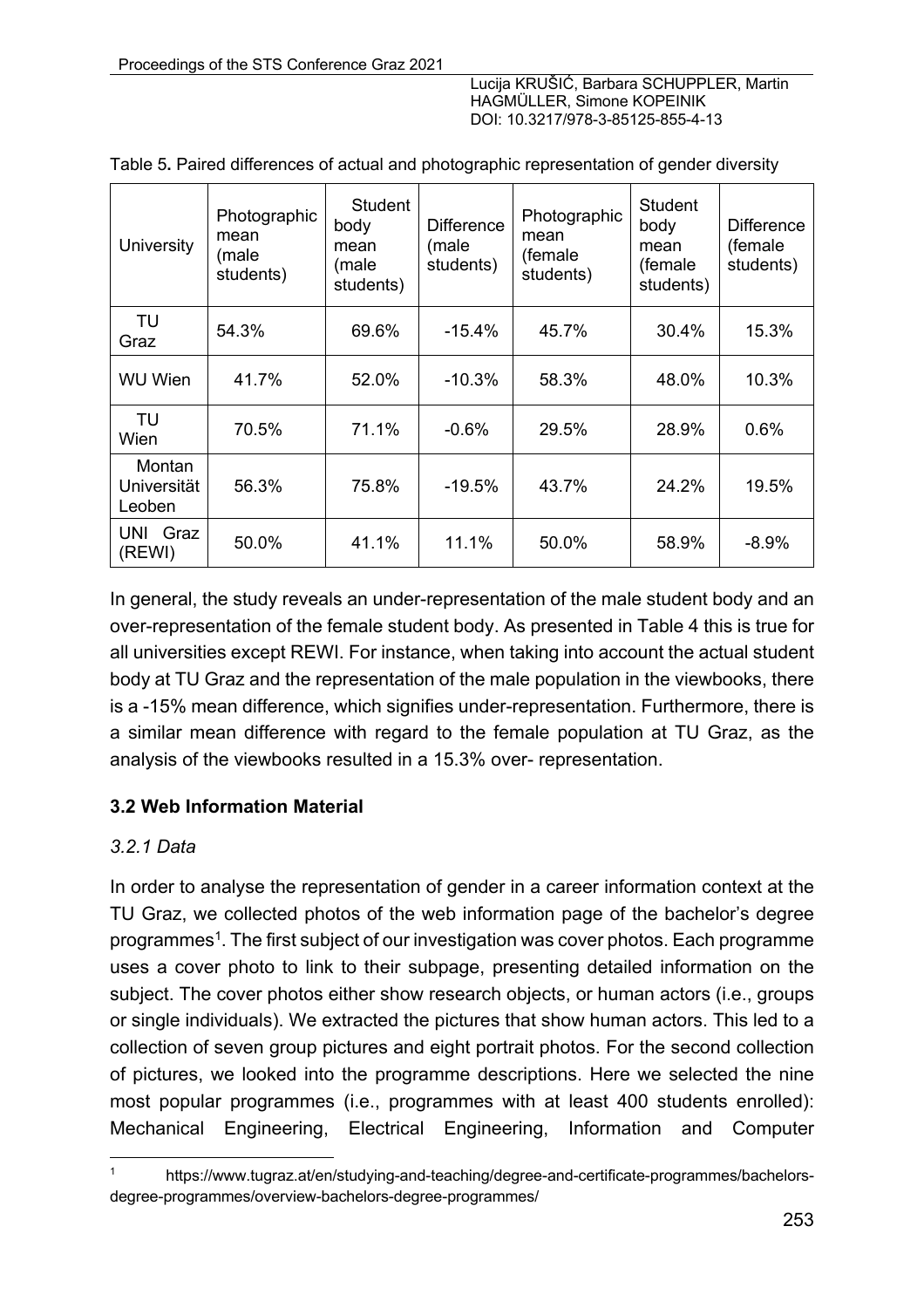Table 5**.** Paired differences of actual and photographic representation of gender diversity

| University | Photographic mean (male students) | Student body mean (male students) | Difference (male students) | Photographic mean (female students) | Student body mean (female students) | Difference (female students) |
|---|---|---|---|---|---|---|
| TU Graz | 54.3% | 69.6% | -15.4% | 45.7% | 30.4% | 15.3% |
| WU Wien | 41.7% | 52.0% | -10.3% | 58.3% | 48.0% | 10.3% |
| TU Wien | 70.5% | 71.1% | -0.6% | 29.5% | 28.9% | 0.6% |
| Montan Universität Leoben | 56.3% | 75.8% | -19.5% | 43.7% | 24.2% | 19.5% |
| UNI Graz (REWI) | 50.0% | 41.1% | 11.1% | 50.0% | 58.9% | -8.9% |

In general, the study reveals an under-representation of the male student body and an over-representation of the female student body. As presented in Table 4 this is true for all universities except REWI. For instance, when taking into account the actual student body at TU Graz and the representation of the male population in the viewbooks, there is a -15% mean difference, which signifies under-representation. Furthermore, there is a similar mean difference with regard to the female population at TU Graz, as the analysis of the viewbooks resulted in a 15.3% over- representation.

### 3.2 Web Information Material

#### *3.2.1 Data*

In order to analyse the representation of gender in a career information context at the TU Graz, we collected photos of the web information page of the bachelor's degree programmes[1]. The first subject of our investigation was cover photos. Each programme uses a cover photo to link to their subpage, presenting detailed information on the subject. The cover photos either show research objects, or human actors (i.e., groups or single individuals). We extracted the pictures that show human actors. This led to a collection of seven group pictures and eight portrait photos. For the second collection of pictures, we looked into the programme descriptions. Here we selected the nine most popular programmes (i.e., programmes with at least 400 students enrolled): Mechanical Engineering, Electrical Engineering, Information and Computer

[1] https://www.tugraz.at/en/studying-and-teaching/degree-and-certificate-programmes/bachelors-degree-programmes/overview-bachelors-degree-programmes/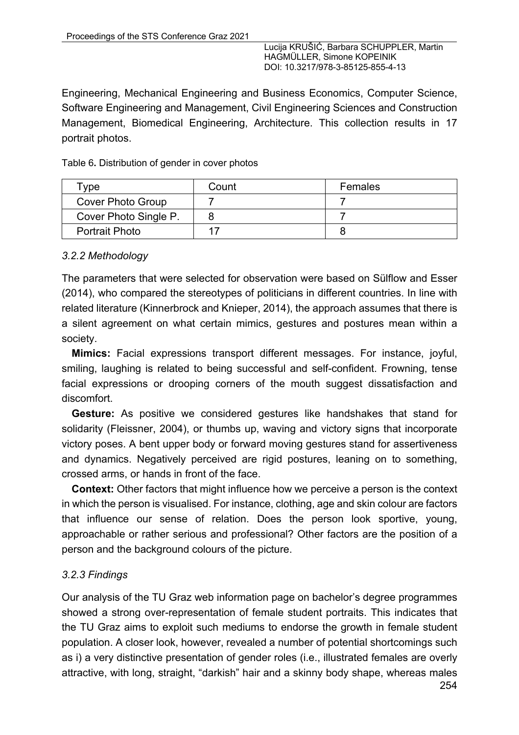Engineering, Mechanical Engineering and Business Economics, Computer Science, Software Engineering and Management, Civil Engineering Sciences and Construction Management, Biomedical Engineering, Architecture. This collection results in 17 portrait photos.

Table 6. Distribution of gender in cover photos

| Type | Count | Females |
|---|---|---|
| Cover Photo Group | 7 | 7 |
| Cover Photo Single P. | 8 | 7 |
| Portrait Photo | 17 | 8 |

### *3.2.2 Methodology*

The parameters that were selected for observation were based on Sülflow and Esser (2014), who compared the stereotypes of politicians in different countries. In line with related literature (Kinnerbrock and Knieper, 2014), the approach assumes that there is a silent agreement on what certain mimics, gestures and postures mean within a society.

**Mimics:** Facial expressions transport different messages. For instance, joyful, smiling, laughing is related to being successful and self-confident. Frowning, tense facial expressions or drooping corners of the mouth suggest dissatisfaction and discomfort.

**Gesture:** As positive we considered gestures like handshakes that stand for solidarity (Fleissner, 2004), or thumbs up, waving and victory signs that incorporate victory poses. A bent upper body or forward moving gestures stand for assertiveness and dynamics. Negatively perceived are rigid postures, leaning on to something, crossed arms, or hands in front of the face.

**Context:** Other factors that might influence how we perceive a person is the context in which the person is visualised. For instance, clothing, age and skin colour are factors that influence our sense of relation. Does the person look sportive, young, approachable or rather serious and professional? Other factors are the position of a person and the background colours of the picture.

### *3.2.3 Findings*

Our analysis of the TU Graz web information page on bachelor's degree programmes showed a strong over-representation of female student portraits. This indicates that the TU Graz aims to exploit such mediums to endorse the growth in female student population. A closer look, however, revealed a number of potential shortcomings such as i) a very distinctive presentation of gender roles (i.e., illustrated females are overly attractive, with long, straight, "darkish" hair and a skinny body shape, whereas males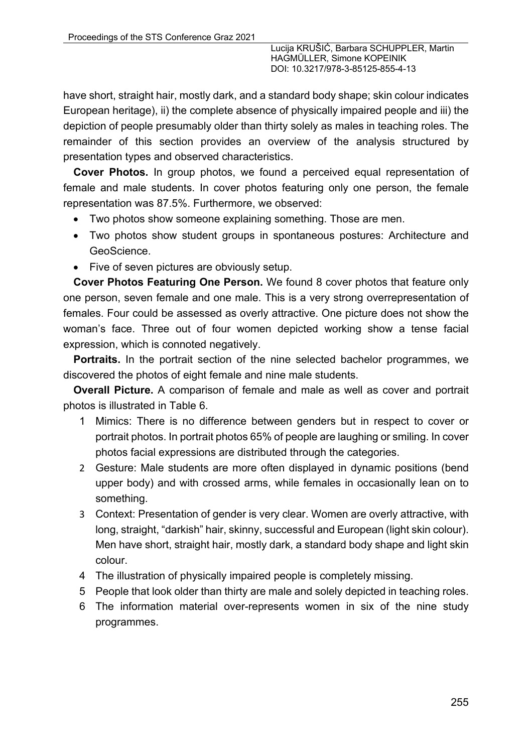have short, straight hair, mostly dark, and a standard body shape; skin colour indicates European heritage), ii) the complete absence of physically impaired people and iii) the depiction of people presumably older than thirty solely as males in teaching roles. The remainder of this section provides an overview of the analysis structured by presentation types and observed characteristics.

**Cover Photos.** In group photos, we found a perceived equal representation of female and male students. In cover photos featuring only one person, the female representation was 87.5%. Furthermore, we observed:

- Two photos show someone explaining something. Those are men.
- Two photos show student groups in spontaneous postures: Architecture and GeoScience.
- Five of seven pictures are obviously setup.

**Cover Photos Featuring One Person.** We found 8 cover photos that feature only one person, seven female and one male. This is a very strong overrepresentation of females. Four could be assessed as overly attractive. One picture does not show the woman's face. Three out of four women depicted working show a tense facial expression, which is connoted negatively.

**Portraits.** In the portrait section of the nine selected bachelor programmes, we discovered the photos of eight female and nine male students.

**Overall Picture.** A comparison of female and male as well as cover and portrait photos is illustrated in Table 6.

1. Mimics: There is no difference between genders but in respect to cover or portrait photos. In portrait photos 65% of people are laughing or smiling. In cover photos facial expressions are distributed through the categories.
2. Gesture: Male students are more often displayed in dynamic positions (bend upper body) and with crossed arms, while females in occasionally lean on to something.
3. Context: Presentation of gender is very clear. Women are overly attractive, with long, straight, "darkish" hair, skinny, successful and European (light skin colour). Men have short, straight hair, mostly dark, a standard body shape and light skin colour.
4. The illustration of physically impaired people is completely missing.
5. People that look older than thirty are male and solely depicted in teaching roles.
6. The information material over-represents women in six of the nine study programmes.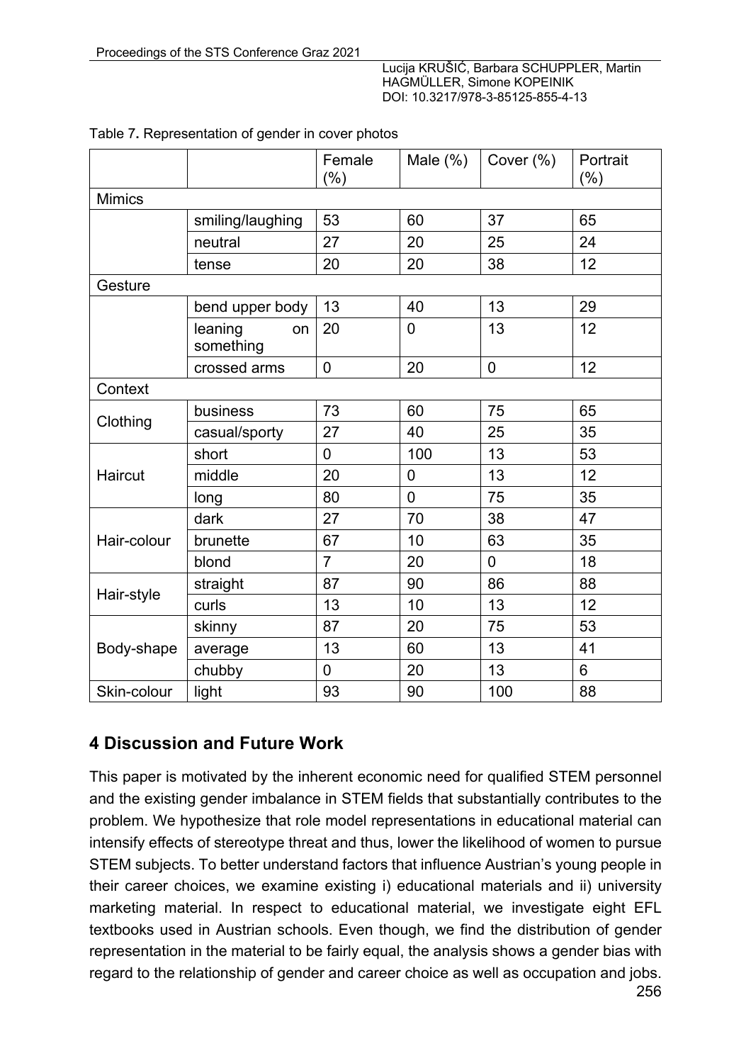Table 7. Representation of gender in cover photos

| | | Female (%) | Male (%) | Cover (%) | Portrait (%) |
|---|---|---|---|---|---|
| Mimics | | | | | |
| | smiling/laughing | 53 | 60 | 37 | 65 |
| | neutral | 27 | 20 | 25 | 24 |
| | tense | 20 | 20 | 38 | 12 |
| Gesture | | | | | |
| | bend upper body | 13 | 40 | 13 | 29 |
| | leaning on something | 20 | 0 | 13 | 12 |
| | crossed arms | 0 | 20 | 0 | 12 |
| Context | | | | | |
| Clothing | business | 73 | 60 | 75 | 65 |
| | casual/sporty | 27 | 40 | 25 | 35 |
| Haircut | short | 0 | 100 | 13 | 53 |
| | middle | 20 | 0 | 13 | 12 |
| | long | 80 | 0 | 75 | 35 |
| Hair-colour | dark | 27 | 70 | 38 | 47 |
| | brunette | 67 | 10 | 63 | 35 |
| | blond | 7 | 20 | 0 | 18 |
| Hair-style | straight | 87 | 90 | 86 | 88 |
| | curls | 13 | 10 | 13 | 12 |
| Body-shape | skinny | 87 | 20 | 75 | 53 |
| | average | 13 | 60 | 13 | 41 |
| | chubby | 0 | 20 | 13 | 6 |
| Skin-colour | light | 93 | 90 | 100 | 88 |

## 4 Discussion and Future Work

This paper is motivated by the inherent economic need for qualified STEM personnel and the existing gender imbalance in STEM fields that substantially contributes to the problem. We hypothesize that role model representations in educational material can intensify effects of stereotype threat and thus, lower the likelihood of women to pursue STEM subjects. To better understand factors that influence Austrian's young people in their career choices, we examine existing i) educational materials and ii) university marketing material. In respect to educational material, we investigate eight EFL textbooks used in Austrian schools. Even though, we find the distribution of gender representation in the material to be fairly equal, the analysis shows a gender bias with regard to the relationship of gender and career choice as well as occupation and jobs.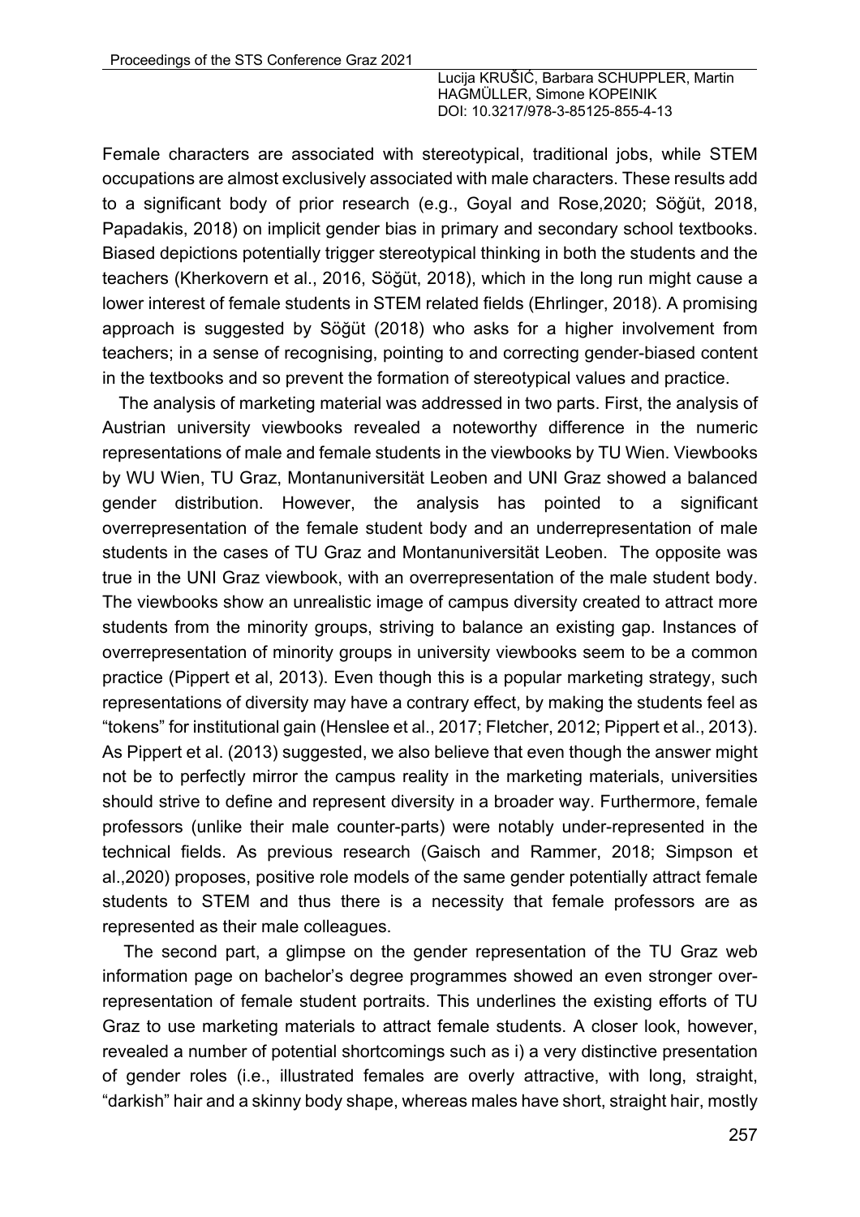Female characters are associated with stereotypical, traditional jobs, while STEM occupations are almost exclusively associated with male characters. These results add to a significant body of prior research (e.g., Goyal and Rose,2020; Söğüt, 2018, Papadakis, 2018) on implicit gender bias in primary and secondary school textbooks. Biased depictions potentially trigger stereotypical thinking in both the students and the teachers (Kherkovern et al., 2016, Söğüt, 2018), which in the long run might cause a lower interest of female students in STEM related fields (Ehrlinger, 2018). A promising approach is suggested by Söğüt (2018) who asks for a higher involvement from teachers; in a sense of recognising, pointing to and correcting gender-biased content in the textbooks and so prevent the formation of stereotypical values and practice.

The analysis of marketing material was addressed in two parts. First, the analysis of Austrian university viewbooks revealed a noteworthy difference in the numeric representations of male and female students in the viewbooks by TU Wien. Viewbooks by WU Wien, TU Graz, Montanuniversität Leoben and UNI Graz showed a balanced gender distribution. However, the analysis has pointed to a significant overrepresentation of the female student body and an underrepresentation of male students in the cases of TU Graz and Montanuniversität Leoben. The opposite was true in the UNI Graz viewbook, with an overrepresentation of the male student body. The viewbooks show an unrealistic image of campus diversity created to attract more students from the minority groups, striving to balance an existing gap. Instances of overrepresentation of minority groups in university viewbooks seem to be a common practice (Pippert et al, 2013). Even though this is a popular marketing strategy, such representations of diversity may have a contrary effect, by making the students feel as "tokens" for institutional gain (Henslee et al., 2017; Fletcher, 2012; Pippert et al., 2013). As Pippert et al. (2013) suggested, we also believe that even though the answer might not be to perfectly mirror the campus reality in the marketing materials, universities should strive to define and represent diversity in a broader way. Furthermore, female professors (unlike their male counter-parts) were notably under-represented in the technical fields. As previous research (Gaisch and Rammer, 2018; Simpson et al.,2020) proposes, positive role models of the same gender potentially attract female students to STEM and thus there is a necessity that female professors are as represented as their male colleagues.

The second part, a glimpse on the gender representation of the TU Graz web information page on bachelor's degree programmes showed an even stronger over-representation of female student portraits. This underlines the existing efforts of TU Graz to use marketing materials to attract female students. A closer look, however, revealed a number of potential shortcomings such as i) a very distinctive presentation of gender roles (i.e., illustrated females are overly attractive, with long, straight, "darkish" hair and a skinny body shape, whereas males have short, straight hair, mostly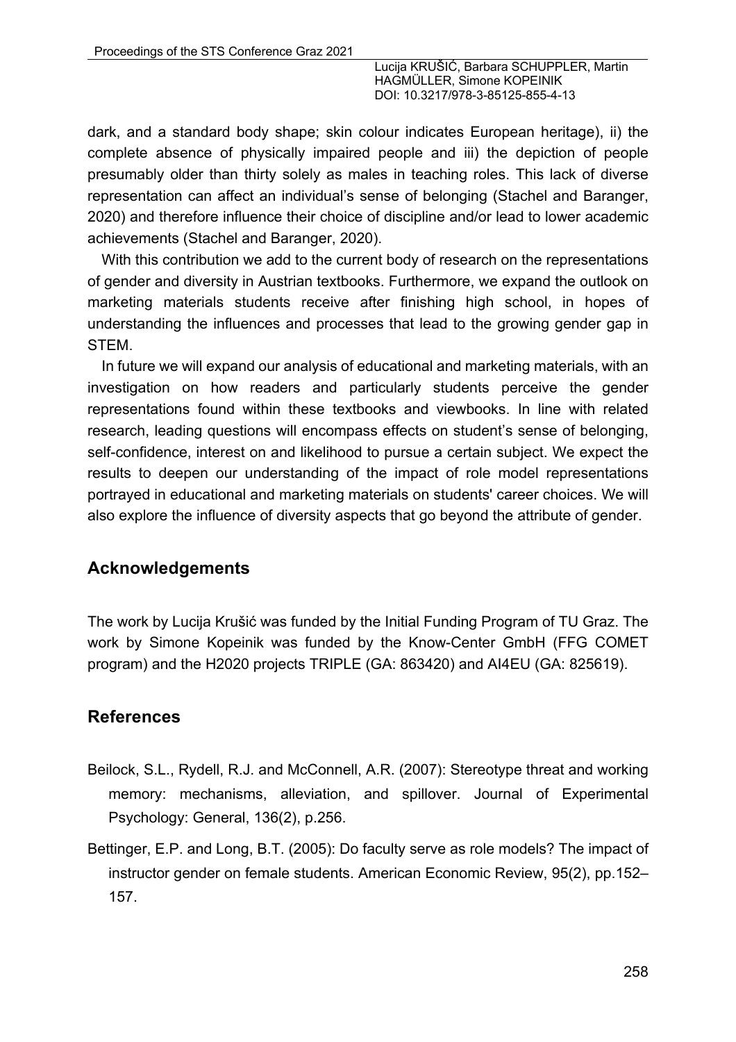dark, and a standard body shape; skin colour indicates European heritage), ii) the complete absence of physically impaired people and iii) the depiction of people presumably older than thirty solely as males in teaching roles. This lack of diverse representation can affect an individual's sense of belonging (Stachel and Baranger, 2020) and therefore influence their choice of discipline and/or lead to lower academic achievements (Stachel and Baranger, 2020).

With this contribution we add to the current body of research on the representations of gender and diversity in Austrian textbooks. Furthermore, we expand the outlook on marketing materials students receive after finishing high school, in hopes of understanding the influences and processes that lead to the growing gender gap in STEM.

In future we will expand our analysis of educational and marketing materials, with an investigation on how readers and particularly students perceive the gender representations found within these textbooks and viewbooks. In line with related research, leading questions will encompass effects on student's sense of belonging, self-confidence, interest on and likelihood to pursue a certain subject. We expect the results to deepen our understanding of the impact of role model representations portrayed in educational and marketing materials on students' career choices. We will also explore the influence of diversity aspects that go beyond the attribute of gender.

## Acknowledgements

The work by Lucija Krušić was funded by the Initial Funding Program of TU Graz. The work by Simone Kopeinik was funded by the Know-Center GmbH (FFG COMET program) and the H2020 projects TRIPLE (GA: 863420) and AI4EU (GA: 825619).

## References

Beilock, S.L., Rydell, R.J. and McConnell, A.R. (2007): Stereotype threat and working memory: mechanisms, alleviation, and spillover. Journal of Experimental Psychology: General, 136(2), p.256.

Bettinger, E.P. and Long, B.T. (2005): Do faculty serve as role models? The impact of instructor gender on female students. American Economic Review, 95(2), pp.152–157.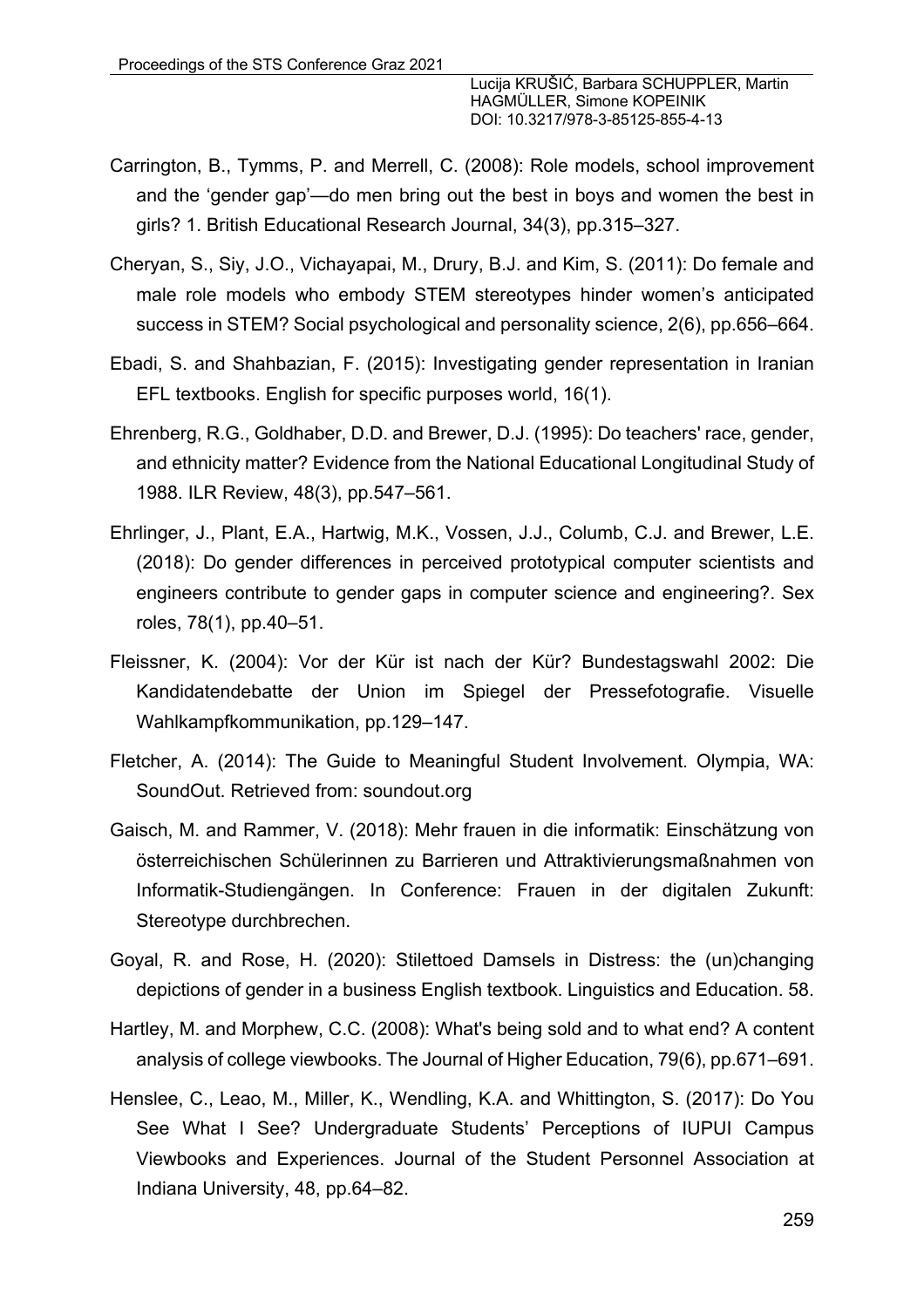Carrington, B., Tymms, P. and Merrell, C. (2008): Role models, school improvement and the 'gender gap'—do men bring out the best in boys and women the best in girls? 1. British Educational Research Journal, 34(3), pp.315–327.

Cheryan, S., Siy, J.O., Vichayapai, M., Drury, B.J. and Kim, S. (2011): Do female and male role models who embody STEM stereotypes hinder women's anticipated success in STEM? Social psychological and personality science, 2(6), pp.656–664.

Ebadi, S. and Shahbazian, F. (2015): Investigating gender representation in Iranian EFL textbooks. English for specific purposes world, 16(1).

Ehrenberg, R.G., Goldhaber, D.D. and Brewer, D.J. (1995): Do teachers' race, gender, and ethnicity matter? Evidence from the National Educational Longitudinal Study of 1988. ILR Review, 48(3), pp.547–561.

Ehrlinger, J., Plant, E.A., Hartwig, M.K., Vossen, J.J., Columb, C.J. and Brewer, L.E. (2018): Do gender differences in perceived prototypical computer scientists and engineers contribute to gender gaps in computer science and engineering?. Sex roles, 78(1), pp.40–51.

Fleissner, K. (2004): Vor der Kür ist nach der Kür? Bundestagswahl 2002: Die Kandidatendebatte der Union im Spiegel der Pressefotografie. Visuelle Wahlkampfkommunikation, pp.129–147.

Fletcher, A. (2014): The Guide to Meaningful Student Involvement. Olympia, WA: SoundOut. Retrieved from: soundout.org

Gaisch, M. and Rammer, V. (2018): Mehr frauen in die informatik: Einschätzung von österreichischen Schülerinnen zu Barrieren und Attraktivierungsmaßnahmen von Informatik-Studiengängen. In Conference: Frauen in der digitalen Zukunft: Stereotype durchbrechen.

Goyal, R. and Rose, H. (2020): Stilettoed Damsels in Distress: the (un)changing depictions of gender in a business English textbook. Linguistics and Education. 58.

Hartley, M. and Morphew, C.C. (2008): What's being sold and to what end? A content analysis of college viewbooks. The Journal of Higher Education, 79(6), pp.671–691.

Henslee, C., Leao, M., Miller, K., Wendling, K.A. and Whittington, S. (2017): Do You See What I See? Undergraduate Students' Perceptions of IUPUI Campus Viewbooks and Experiences. Journal of the Student Personnel Association at Indiana University, 48, pp.64–82.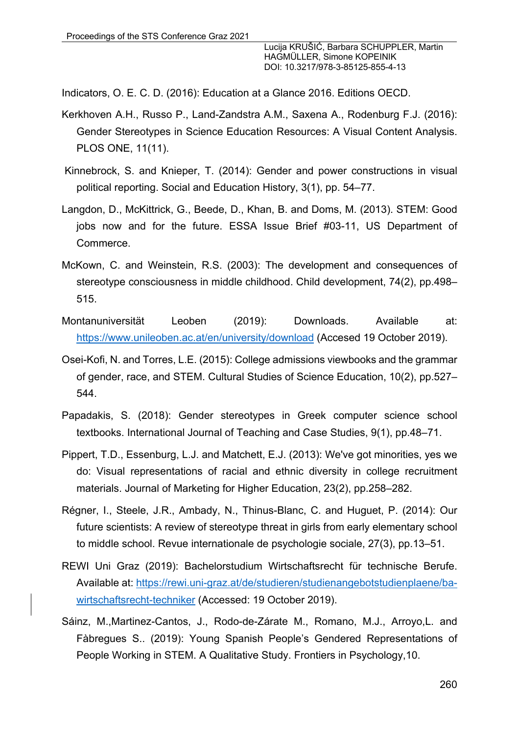Indicators, O. E. C. D. (2016): Education at a Glance 2016. Editions OECD.

Kerkhoven A.H., Russo P., Land-Zandstra A.M., Saxena A., Rodenburg F.J. (2016): Gender Stereotypes in Science Education Resources: A Visual Content Analysis. PLOS ONE, 11(11).

Kinnebrock, S. and Knieper, T. (2014): Gender and power constructions in visual political reporting. Social and Education History, 3(1), pp. 54–77.

Langdon, D., McKittrick, G., Beede, D., Khan, B. and Doms, M. (2013). STEM: Good jobs now and for the future. ESSA Issue Brief #03-11, US Department of Commerce.

McKown, C. and Weinstein, R.S. (2003): The development and consequences of stereotype consciousness in middle childhood. Child development, 74(2), pp.498–515.

Montanuniversität Leoben (2019): Downloads. Available at: https://www.unileoben.ac.at/en/university/download (Accesed 19 October 2019).

Osei-Kofi, N. and Torres, L.E. (2015): College admissions viewbooks and the grammar of gender, race, and STEM. Cultural Studies of Science Education, 10(2), pp.527–544.

Papadakis, S. (2018): Gender stereotypes in Greek computer science school textbooks. International Journal of Teaching and Case Studies, 9(1), pp.48–71.

Pippert, T.D., Essenburg, L.J. and Matchett, E.J. (2013): We've got minorities, yes we do: Visual representations of racial and ethnic diversity in college recruitment materials. Journal of Marketing for Higher Education, 23(2), pp.258–282.

Régner, I., Steele, J.R., Ambady, N., Thinus-Blanc, C. and Huguet, P. (2014): Our future scientists: A review of stereotype threat in girls from early elementary school to middle school. Revue internationale de psychologie sociale, 27(3), pp.13–51.

REWI Uni Graz (2019): Bachelorstudium Wirtschaftsrecht für technische Berufe. Available at: https://rewi.uni-graz.at/de/studieren/studienangebotstudienplaene/ba-wirtschaftsrecht-techniker (Accessed: 19 October 2019).

Sáinz, M.,Martinez-Cantos, J., Rodo-de-Zárate M., Romano, M.J., Arroyo,L. and Fàbregues S.. (2019): Young Spanish People's Gendered Representations of People Working in STEM. A Qualitative Study. Frontiers in Psychology,10.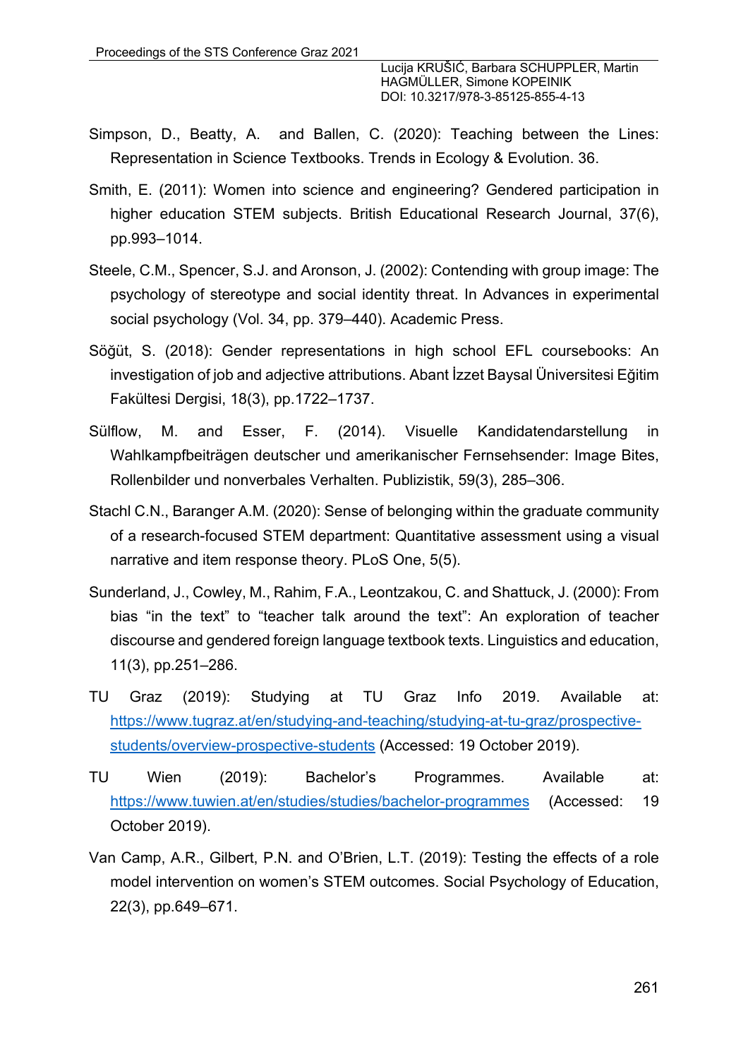Simpson, D., Beatty, A. and Ballen, C. (2020): Teaching between the Lines: Representation in Science Textbooks. Trends in Ecology & Evolution. 36.

Smith, E. (2011): Women into science and engineering? Gendered participation in higher education STEM subjects. British Educational Research Journal, 37(6), pp.993–1014.

Steele, C.M., Spencer, S.J. and Aronson, J. (2002): Contending with group image: The psychology of stereotype and social identity threat. In Advances in experimental social psychology (Vol. 34, pp. 379–440). Academic Press.

Söğüt, S. (2018): Gender representations in high school EFL coursebooks: An investigation of job and adjective attributions. Abant İzzet Baysal Üniversitesi Eğitim Fakültesi Dergisi, 18(3), pp.1722–1737.

Sülflow, M. and Esser, F. (2014). Visuelle Kandidatendarstellung in Wahlkampfbeiträgen deutscher und amerikanischer Fernsehsender: Image Bites, Rollenbilder und nonverbales Verhalten. Publizistik, 59(3), 285–306.

Stachl C.N., Baranger A.M. (2020): Sense of belonging within the graduate community of a research-focused STEM department: Quantitative assessment using a visual narrative and item response theory. PLoS One, 5(5).

Sunderland, J., Cowley, M., Rahim, F.A., Leontzakou, C. and Shattuck, J. (2000): From bias "in the text" to "teacher talk around the text": An exploration of teacher discourse and gendered foreign language textbook texts. Linguistics and education, 11(3), pp.251–286.

TU Graz (2019): Studying at TU Graz Info 2019. Available at: https://www.tugraz.at/en/studying-and-teaching/studying-at-tu-graz/prospective-students/overview-prospective-students (Accessed: 19 October 2019).

TU Wien (2019): Bachelor's Programmes. Available at: https://www.tuwien.at/en/studies/studies/bachelor-programmes (Accessed: 19 October 2019).

Van Camp, A.R., Gilbert, P.N. and O'Brien, L.T. (2019): Testing the effects of a role model intervention on women's STEM outcomes. Social Psychology of Education, 22(3), pp.649–671.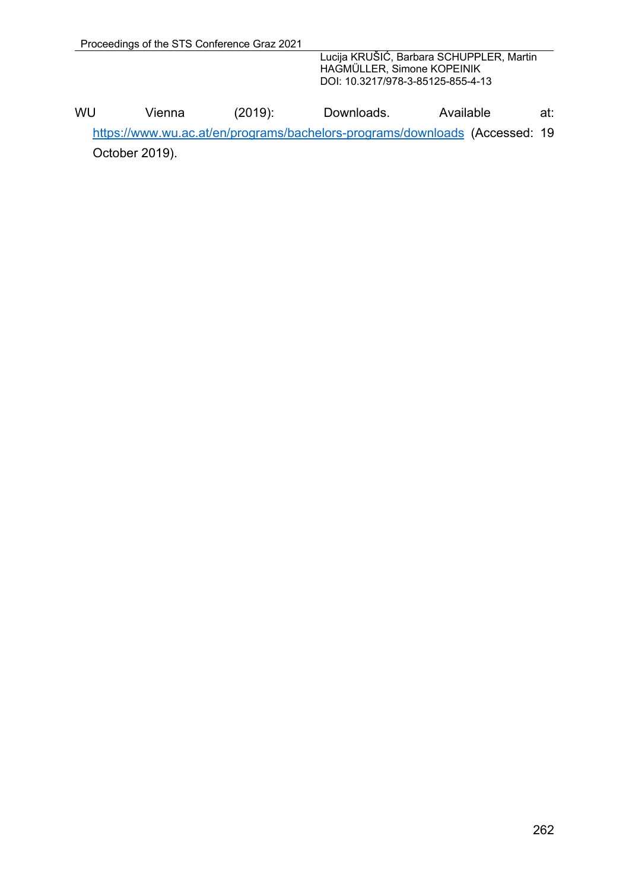WU Vienna (2019): Downloads. Available at: https://www.wu.ac.at/en/programs/bachelors-programs/downloads (Accessed: 19 October 2019).